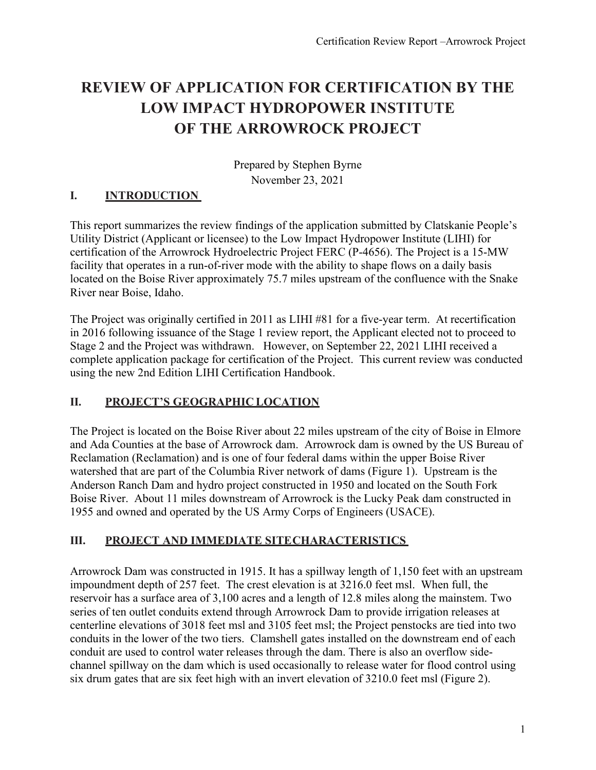# REVIEW OF APPLICATION FOR CERTIFICATION BY THE LOW IMPACT HYDROPOWER INSTITUTE OF THE ARROWROCK PROJECT

Prepared by Stephen Byrne
November 23, 2021

## I. INTRODUCTION

This report summarizes the review findings of the application submitted by Clatskanie People's Utility District (Applicant or licensee) to the Low Impact Hydropower Institute (LIHI) for certification of the Arrowrock Hydroelectric Project FERC (P-4656). The Project is a 15-MW facility that operates in a run-of-river mode with the ability to shape flows on a daily basis located on the Boise River approximately 75.7 miles upstream of the confluence with the Snake River near Boise, Idaho.

The Project was originally certified in 2011 as LIHI #81 for a five-year term. At recertification in 2016 following issuance of the Stage 1 review report, the Applicant elected not to proceed to Stage 2 and the Project was withdrawn. However, on September 22, 2021 LIHI received a complete application package for certification of the Project. This current review was conducted using the new 2nd Edition LIHI Certification Handbook.

## II. PROJECT'S GEOGRAPHIC LOCATION

The Project is located on the Boise River about 22 miles upstream of the city of Boise in Elmore and Ada Counties at the base of Arrowrock dam. Arrowrock dam is owned by the US Bureau of Reclamation (Reclamation) and is one of four federal dams within the upper Boise River watershed that are part of the Columbia River network of dams (Figure 1). Upstream is the Anderson Ranch Dam and hydro project constructed in 1950 and located on the South Fork Boise River. About 11 miles downstream of Arrowrock is the Lucky Peak dam constructed in 1955 and owned and operated by the US Army Corps of Engineers (USACE).

## III. PROJECT AND IMMEDIATE SITE CHARACTERISTICS

Arrowrock Dam was constructed in 1915. It has a spillway length of 1,150 feet with an upstream impoundment depth of 257 feet. The crest elevation is at 3216.0 feet msl. When full, the reservoir has a surface area of 3,100 acres and a length of 12.8 miles along the mainstem. Two series of ten outlet conduits extend through Arrowrock Dam to provide irrigation releases at centerline elevations of 3018 feet msl and 3105 feet msl; the Project penstocks are tied into two conduits in the lower of the two tiers. Clamshell gates installed on the downstream end of each conduit are used to control water releases through the dam. There is also an overflow side-channel spillway on the dam which is used occasionally to release water for flood control using six drum gates that are six feet high with an invert elevation of 3210.0 feet msl (Figure 2).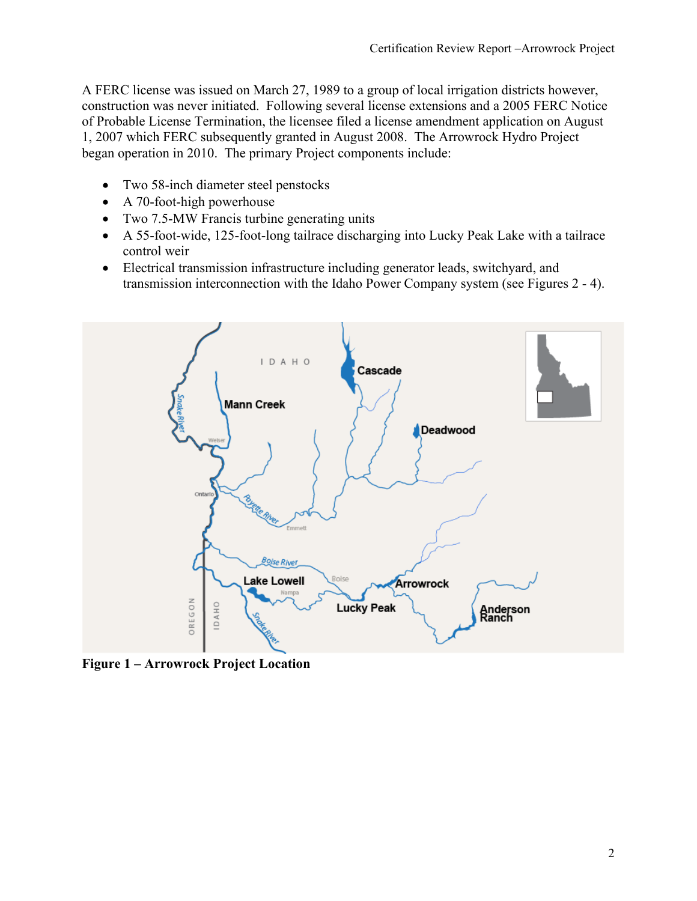A FERC license was issued on March 27, 1989 to a group of local irrigation districts however, construction was never initiated. Following several license extensions and a 2005 FERC Notice of Probable License Termination, the licensee filed a license amendment application on August 1, 2007 which FERC subsequently granted in August 2008. The Arrowrock Hydro Project began operation in 2010. The primary Project components include:

- Two 58-inch diameter steel penstocks
- A 70-foot-high powerhouse
- Two 7.5-MW Francis turbine generating units
- A 55-foot-wide, 125-foot-long tailrace discharging into Lucky Peak Lake with a tailrace control weir
- Electrical transmission infrastructure including generator leads, switchyard, and transmission interconnection with the Idaho Power Company system (see Figures 2 - 4).

**Figure 1 – Arrowrock Project Location**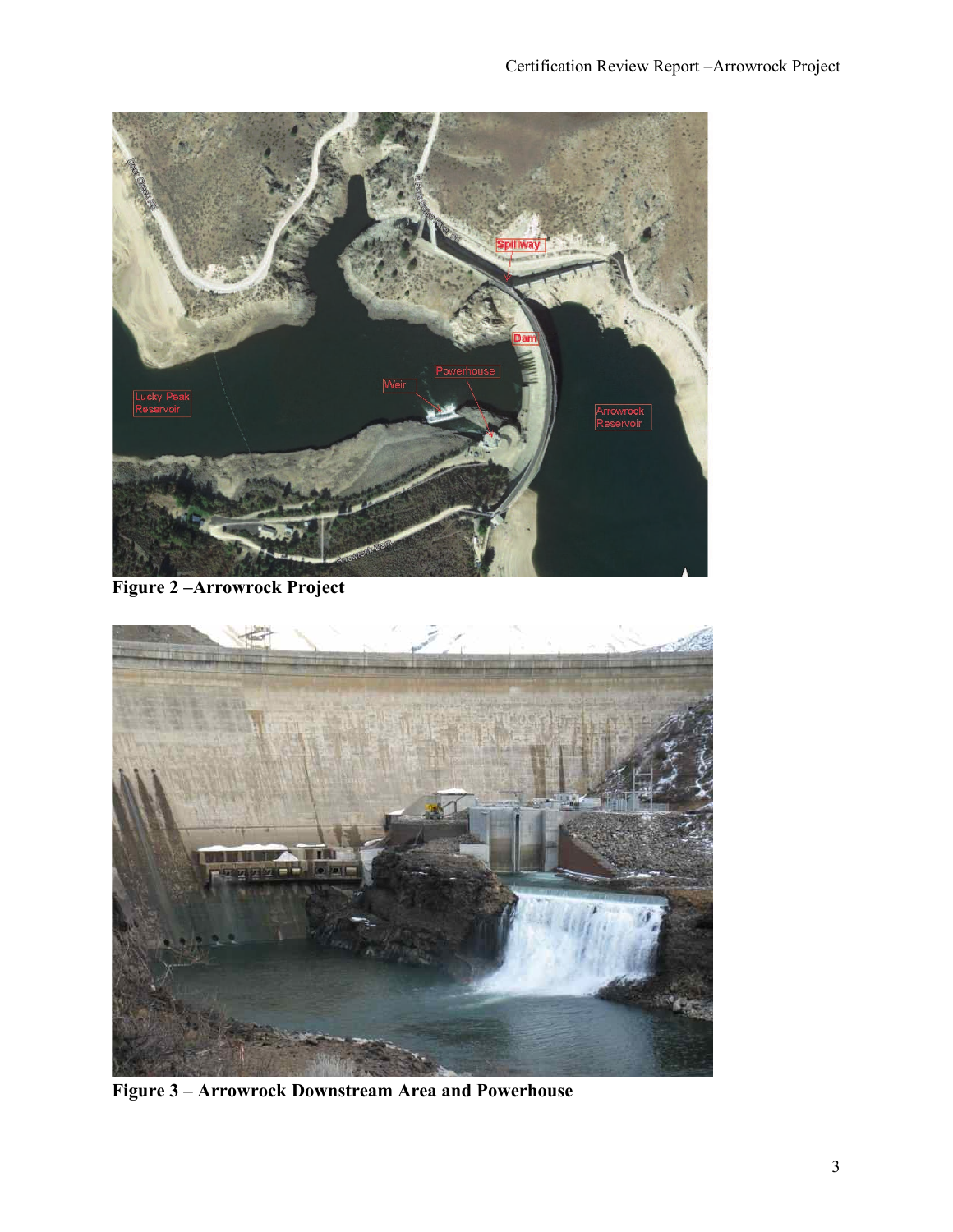**Figure 2 –Arrowrock Project**

**Figure 3 – Arrowrock Downstream Area and Powerhouse**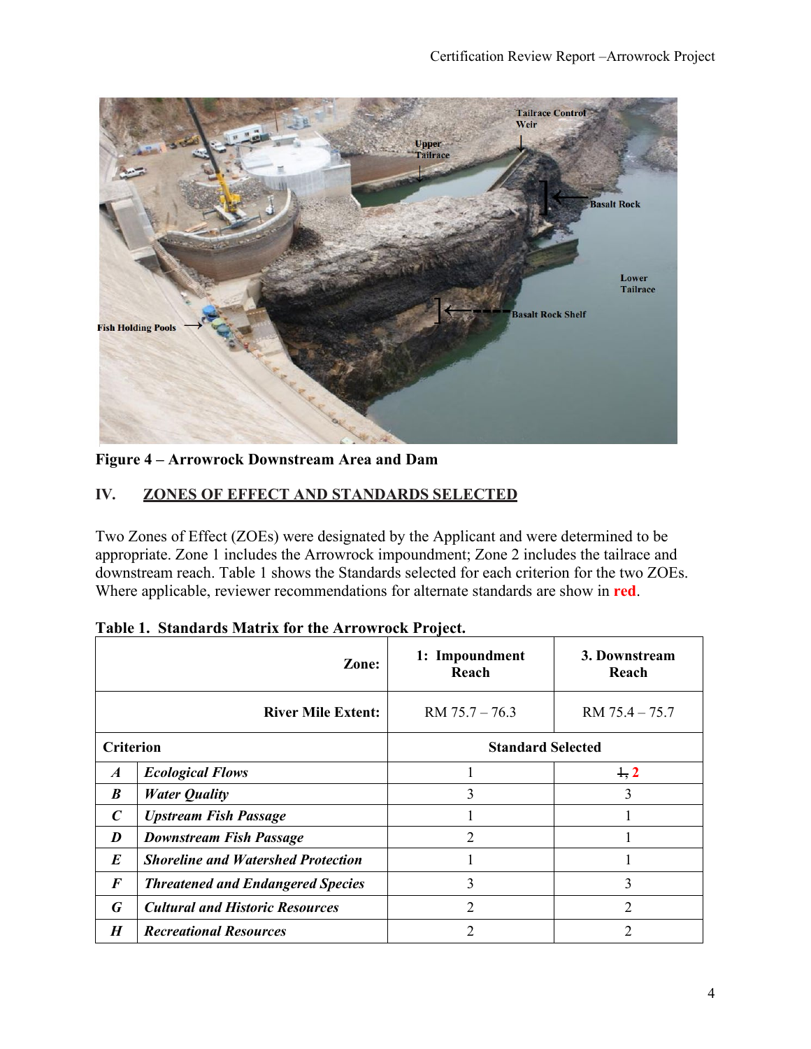**Figure 4 – Arrowrock Downstream Area and Dam**

## IV. ZONES OF EFFECT AND STANDARDS SELECTED

Two Zones of Effect (ZOEs) were designated by the Applicant and were determined to be appropriate. Zone 1 includes the Arrowrock impoundment; Zone 2 includes the tailrace and downstream reach. Table 1 shows the Standards selected for each criterion for the two ZOEs. Where applicable, reviewer recommendations for alternate standards are show in **red**.

**Table 1. Standards Matrix for the Arrowrock Project.**

| | Zone: | 1: Impoundment Reach | 3. Downstream Reach |
|---|---|---|---|
| | River Mile Extent: | RM 75.7 – 76.3 | RM 75.4 – 75.7 |
| Criterion | | Standard Selected | |
| ***A*** | ***Ecological Flows*** | 1 | ~~1~~, **2** |
| ***B*** | ***Water Quality*** | 3 | 3 |
| ***C*** | ***Upstream Fish Passage*** | 1 | 1 |
| ***D*** | ***Downstream Fish Passage*** | 2 | 1 |
| ***E*** | ***Shoreline and Watershed Protection*** | 1 | 1 |
| ***F*** | ***Threatened and Endangered Species*** | 3 | 3 |
| ***G*** | ***Cultural and Historic Resources*** | 2 | 2 |
| ***H*** | ***Recreational Resources*** | 2 | 2 |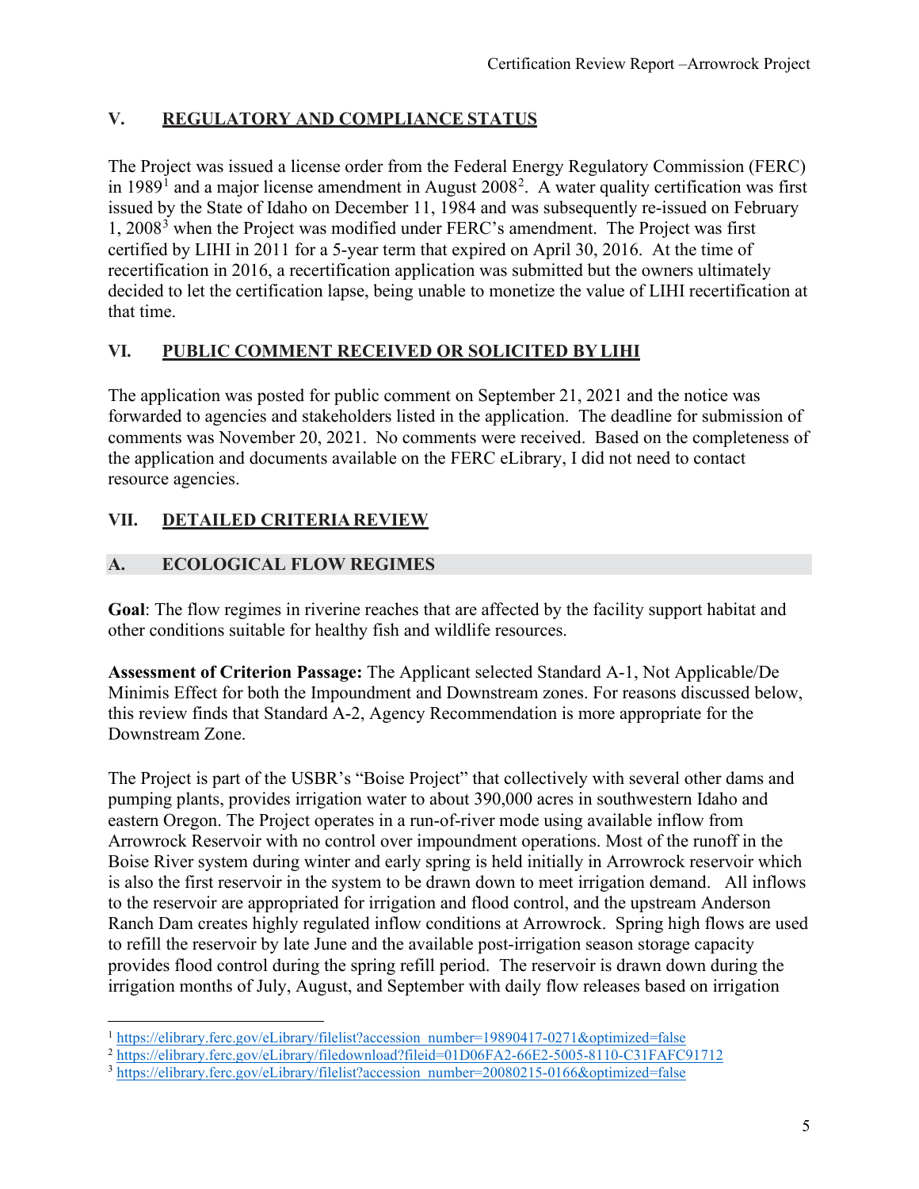## V. REGULATORY AND COMPLIANCE STATUS

The Project was issued a license order from the Federal Energy Regulatory Commission (FERC) in 1989[1] and a major license amendment in August 2008[2]. A water quality certification was first issued by the State of Idaho on December 11, 1984 and was subsequently re-issued on February 1, 2008[3] when the Project was modified under FERC's amendment. The Project was first certified by LIHI in 2011 for a 5-year term that expired on April 30, 2016. At the time of recertification in 2016, a recertification application was submitted but the owners ultimately decided to let the certification lapse, being unable to monetize the value of LIHI recertification at that time.

## VI. PUBLIC COMMENT RECEIVED OR SOLICITED BY LIHI

The application was posted for public comment on September 21, 2021 and the notice was forwarded to agencies and stakeholders listed in the application. The deadline for submission of comments was November 20, 2021. No comments were received. Based on the completeness of the application and documents available on the FERC eLibrary, I did not need to contact resource agencies.

## VII. DETAILED CRITERIA REVIEW

### A. ECOLOGICAL FLOW REGIMES

**Goal**: The flow regimes in riverine reaches that are affected by the facility support habitat and other conditions suitable for healthy fish and wildlife resources.

**Assessment of Criterion Passage:** The Applicant selected Standard A-1, Not Applicable/De Minimis Effect for both the Impoundment and Downstream zones. For reasons discussed below, this review finds that Standard A-2, Agency Recommendation is more appropriate for the Downstream Zone.

The Project is part of the USBR's "Boise Project" that collectively with several other dams and pumping plants, provides irrigation water to about 390,000 acres in southwestern Idaho and eastern Oregon. The Project operates in a run-of-river mode using available inflow from Arrowrock Reservoir with no control over impoundment operations. Most of the runoff in the Boise River system during winter and early spring is held initially in Arrowrock reservoir which is also the first reservoir in the system to be drawn down to meet irrigation demand. All inflows to the reservoir are appropriated for irrigation and flood control, and the upstream Anderson Ranch Dam creates highly regulated inflow conditions at Arrowrock. Spring high flows are used to refill the reservoir by late June and the available post-irrigation season storage capacity provides flood control during the spring refill period. The reservoir is drawn down during the irrigation months of July, August, and September with daily flow releases based on irrigation

---

[1] https://elibrary.ferc.gov/eLibrary/filelist?accession_number=19890417-0271&optimized=false

[2] https://elibrary.ferc.gov/eLibrary/filedownload?fileid=01D06FA2-66E2-5005-8110-C31FAFC91712

[3] https://elibrary.ferc.gov/eLibrary/filelist?accession_number=20080215-0166&optimized=false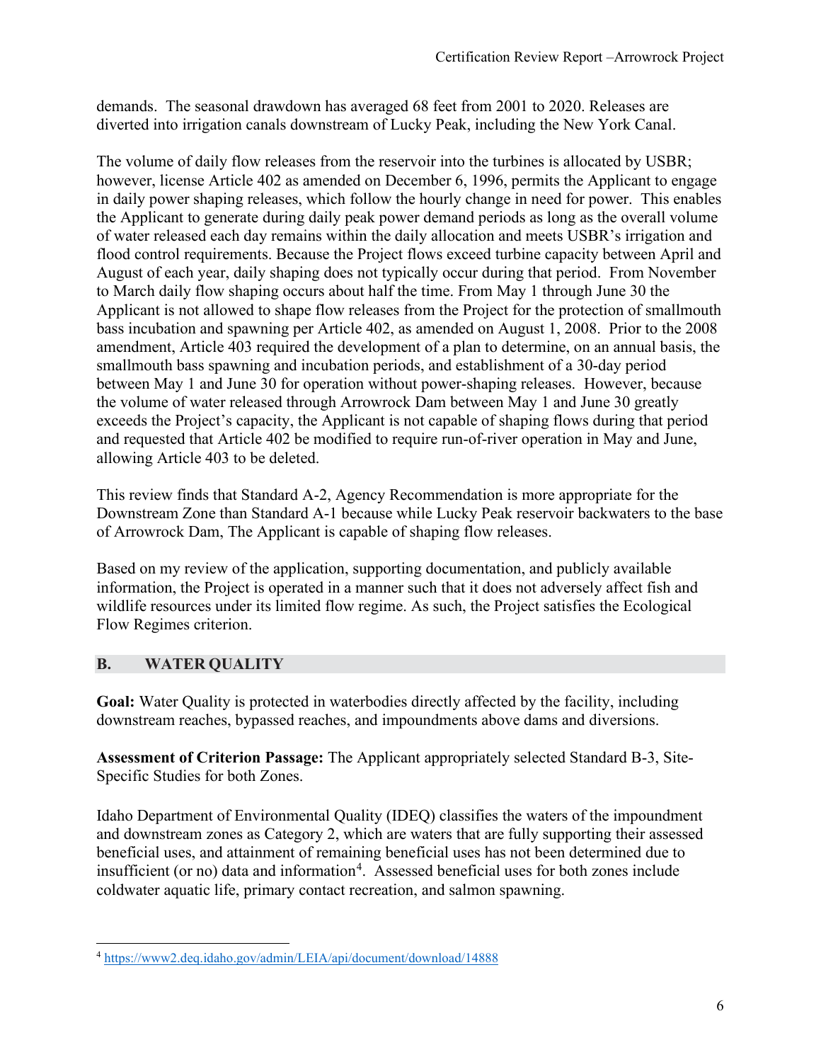demands. The seasonal drawdown has averaged 68 feet from 2001 to 2020. Releases are diverted into irrigation canals downstream of Lucky Peak, including the New York Canal.

The volume of daily flow releases from the reservoir into the turbines is allocated by USBR; however, license Article 402 as amended on December 6, 1996, permits the Applicant to engage in daily power shaping releases, which follow the hourly change in need for power. This enables the Applicant to generate during daily peak power demand periods as long as the overall volume of water released each day remains within the daily allocation and meets USBR's irrigation and flood control requirements. Because the Project flows exceed turbine capacity between April and August of each year, daily shaping does not typically occur during that period. From November to March daily flow shaping occurs about half the time. From May 1 through June 30 the Applicant is not allowed to shape flow releases from the Project for the protection of smallmouth bass incubation and spawning per Article 402, as amended on August 1, 2008. Prior to the 2008 amendment, Article 403 required the development of a plan to determine, on an annual basis, the smallmouth bass spawning and incubation periods, and establishment of a 30-day period between May 1 and June 30 for operation without power-shaping releases. However, because the volume of water released through Arrowrock Dam between May 1 and June 30 greatly exceeds the Project's capacity, the Applicant is not capable of shaping flows during that period and requested that Article 402 be modified to require run-of-river operation in May and June, allowing Article 403 to be deleted.

This review finds that Standard A-2, Agency Recommendation is more appropriate for the Downstream Zone than Standard A-1 because while Lucky Peak reservoir backwaters to the base of Arrowrock Dam, The Applicant is capable of shaping flow releases.

Based on my review of the application, supporting documentation, and publicly available information, the Project is operated in a manner such that it does not adversely affect fish and wildlife resources under its limited flow regime. As such, the Project satisfies the Ecological Flow Regimes criterion.

## B. WATER QUALITY

**Goal:** Water Quality is protected in waterbodies directly affected by the facility, including downstream reaches, bypassed reaches, and impoundments above dams and diversions.

**Assessment of Criterion Passage:** The Applicant appropriately selected Standard B-3, Site-Specific Studies for both Zones.

Idaho Department of Environmental Quality (IDEQ) classifies the waters of the impoundment and downstream zones as Category 2, which are waters that are fully supporting their assessed beneficial uses, and attainment of remaining beneficial uses has not been determined due to insufficient (or no) data and information[4]. Assessed beneficial uses for both zones include coldwater aquatic life, primary contact recreation, and salmon spawning.

[4] https://www2.deq.idaho.gov/admin/LEIA/api/document/download/14888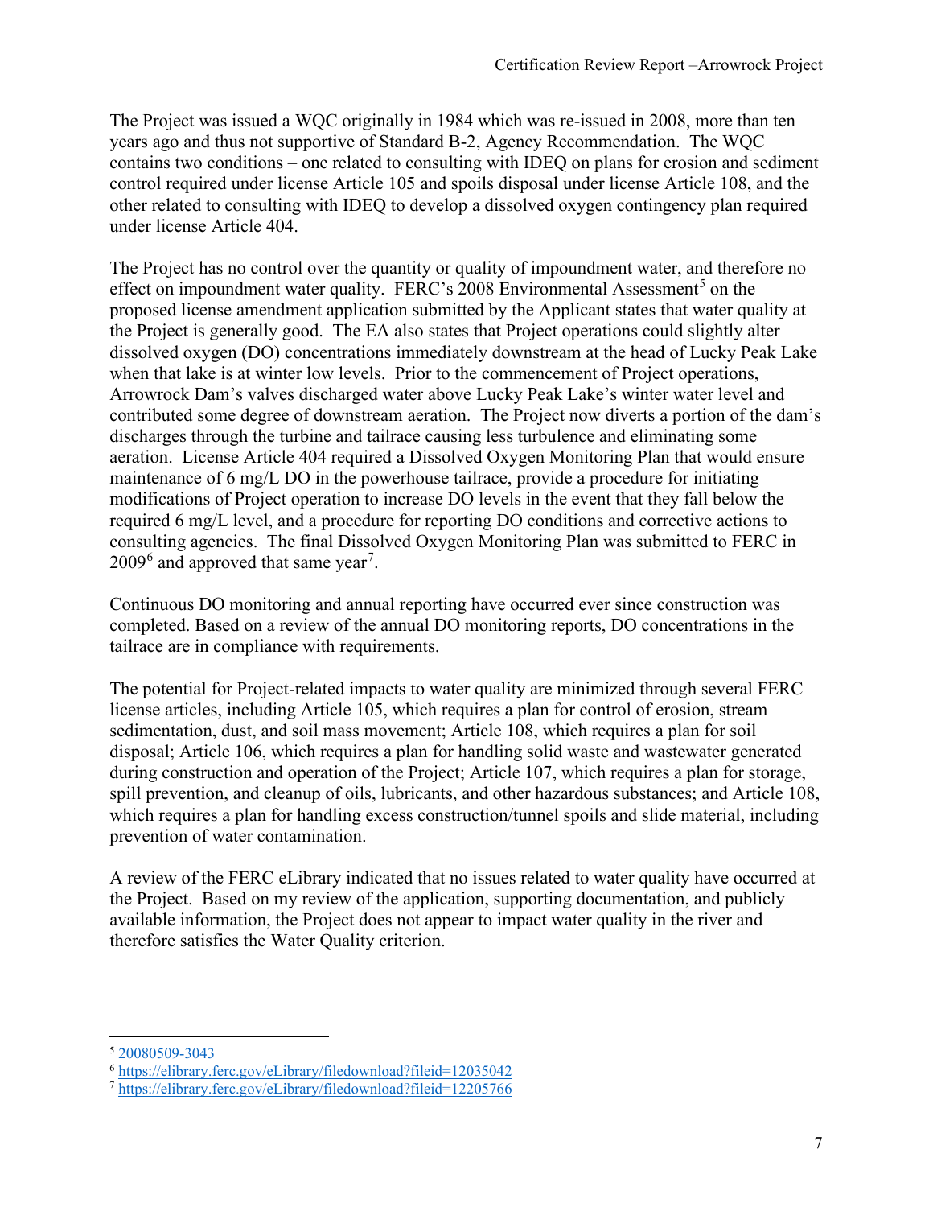The Project was issued a WQC originally in 1984 which was re-issued in 2008, more than ten years ago and thus not supportive of Standard B-2, Agency Recommendation. The WQC contains two conditions – one related to consulting with IDEQ on plans for erosion and sediment control required under license Article 105 and spoils disposal under license Article 108, and the other related to consulting with IDEQ to develop a dissolved oxygen contingency plan required under license Article 404.

The Project has no control over the quantity or quality of impoundment water, and therefore no effect on impoundment water quality. FERC's 2008 Environmental Assessment[5] on the proposed license amendment application submitted by the Applicant states that water quality at the Project is generally good. The EA also states that Project operations could slightly alter dissolved oxygen (DO) concentrations immediately downstream at the head of Lucky Peak Lake when that lake is at winter low levels. Prior to the commencement of Project operations, Arrowrock Dam's valves discharged water above Lucky Peak Lake's winter water level and contributed some degree of downstream aeration. The Project now diverts a portion of the dam's discharges through the turbine and tailrace causing less turbulence and eliminating some aeration. License Article 404 required a Dissolved Oxygen Monitoring Plan that would ensure maintenance of 6 mg/L DO in the powerhouse tailrace, provide a procedure for initiating modifications of Project operation to increase DO levels in the event that they fall below the required 6 mg/L level, and a procedure for reporting DO conditions and corrective actions to consulting agencies. The final Dissolved Oxygen Monitoring Plan was submitted to FERC in 2009[6] and approved that same year[7].

Continuous DO monitoring and annual reporting have occurred ever since construction was completed. Based on a review of the annual DO monitoring reports, DO concentrations in the tailrace are in compliance with requirements.

The potential for Project-related impacts to water quality are minimized through several FERC license articles, including Article 105, which requires a plan for control of erosion, stream sedimentation, dust, and soil mass movement; Article 108, which requires a plan for soil disposal; Article 106, which requires a plan for handling solid waste and wastewater generated during construction and operation of the Project; Article 107, which requires a plan for storage, spill prevention, and cleanup of oils, lubricants, and other hazardous substances; and Article 108, which requires a plan for handling excess construction/tunnel spoils and slide material, including prevention of water contamination.

A review of the FERC eLibrary indicated that no issues related to water quality have occurred at the Project. Based on my review of the application, supporting documentation, and publicly available information, the Project does not appear to impact water quality in the river and therefore satisfies the Water Quality criterion.

---

[5] 20080509-3043

[6] https://elibrary.ferc.gov/eLibrary/filedownload?fileid=12035042

[7] https://elibrary.ferc.gov/eLibrary/filedownload?fileid=12205766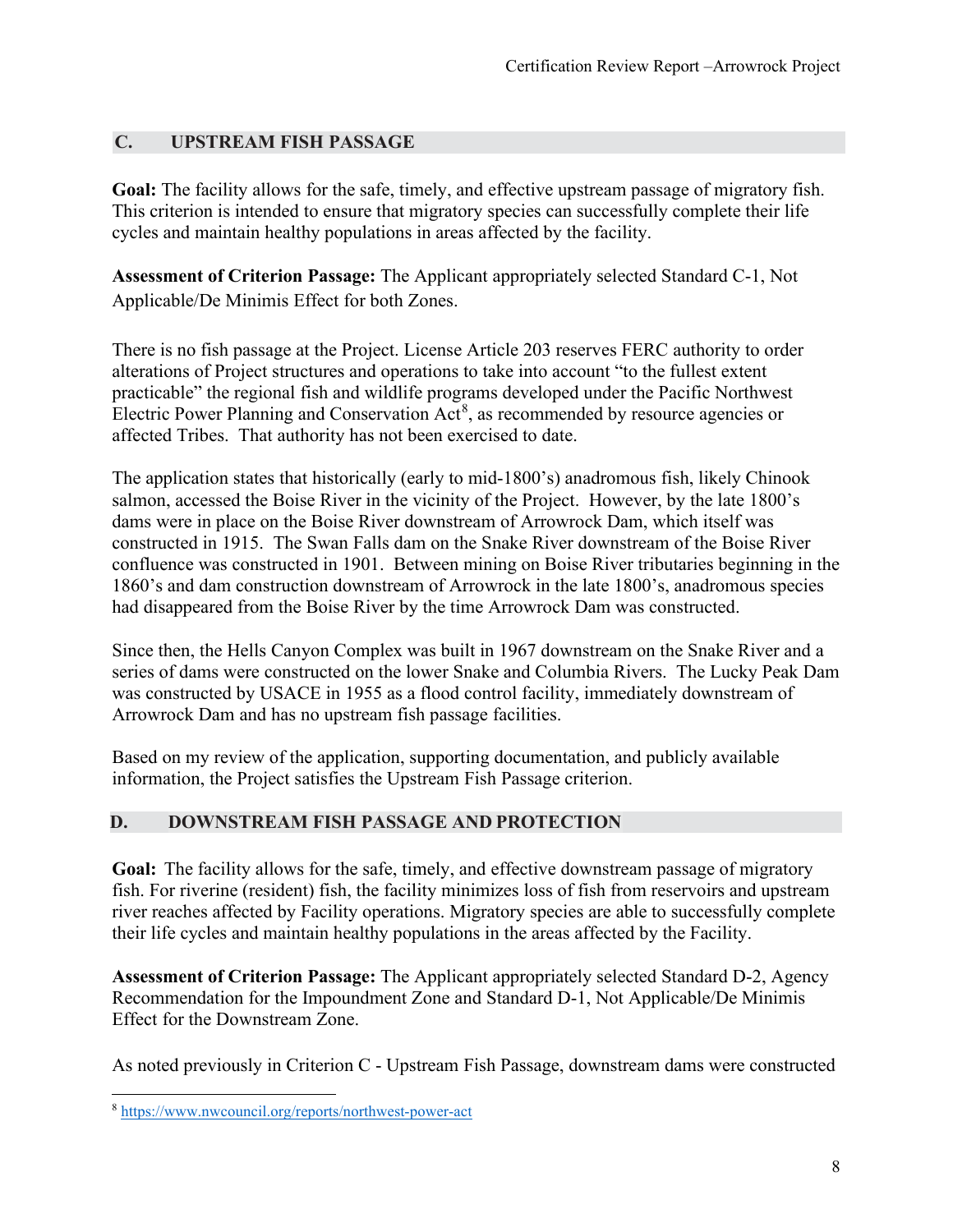## C. UPSTREAM FISH PASSAGE

**Goal:** The facility allows for the safe, timely, and effective upstream passage of migratory fish. This criterion is intended to ensure that migratory species can successfully complete their life cycles and maintain healthy populations in areas affected by the facility.

**Assessment of Criterion Passage:** The Applicant appropriately selected Standard C-1, Not Applicable/De Minimis Effect for both Zones.

There is no fish passage at the Project. License Article 203 reserves FERC authority to order alterations of Project structures and operations to take into account "to the fullest extent practicable" the regional fish and wildlife programs developed under the Pacific Northwest Electric Power Planning and Conservation Act[8], as recommended by resource agencies or affected Tribes. That authority has not been exercised to date.

The application states that historically (early to mid-1800's) anadromous fish, likely Chinook salmon, accessed the Boise River in the vicinity of the Project. However, by the late 1800's dams were in place on the Boise River downstream of Arrowrock Dam, which itself was constructed in 1915. The Swan Falls dam on the Snake River downstream of the Boise River confluence was constructed in 1901. Between mining on Boise River tributaries beginning in the 1860's and dam construction downstream of Arrowrock in the late 1800's, anadromous species had disappeared from the Boise River by the time Arrowrock Dam was constructed.

Since then, the Hells Canyon Complex was built in 1967 downstream on the Snake River and a series of dams were constructed on the lower Snake and Columbia Rivers. The Lucky Peak Dam was constructed by USACE in 1955 as a flood control facility, immediately downstream of Arrowrock Dam and has no upstream fish passage facilities.

Based on my review of the application, supporting documentation, and publicly available information, the Project satisfies the Upstream Fish Passage criterion.

## D. DOWNSTREAM FISH PASSAGE AND PROTECTION

**Goal:** The facility allows for the safe, timely, and effective downstream passage of migratory fish. For riverine (resident) fish, the facility minimizes loss of fish from reservoirs and upstream river reaches affected by Facility operations. Migratory species are able to successfully complete their life cycles and maintain healthy populations in the areas affected by the Facility.

**Assessment of Criterion Passage:** The Applicant appropriately selected Standard D-2, Agency Recommendation for the Impoundment Zone and Standard D-1, Not Applicable/De Minimis Effect for the Downstream Zone.

As noted previously in Criterion C - Upstream Fish Passage, downstream dams were constructed

[8] https://www.nwcouncil.org/reports/northwest-power-act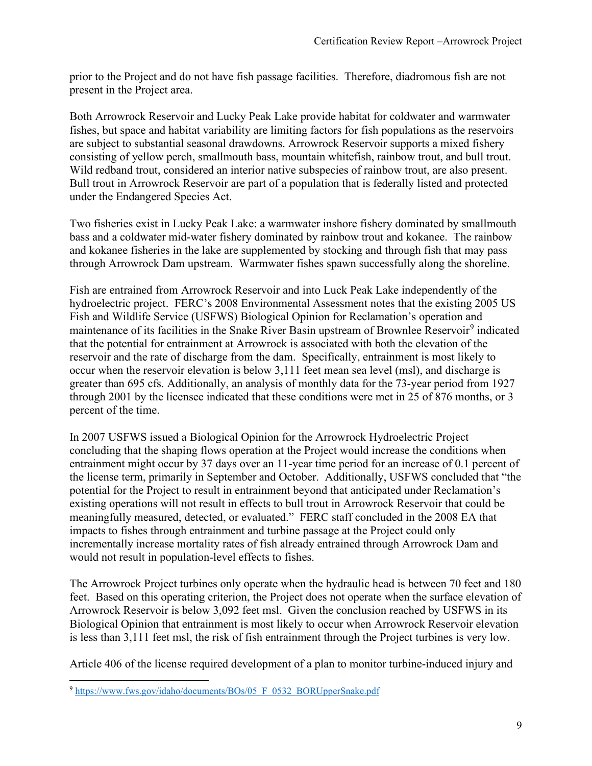prior to the Project and do not have fish passage facilities. Therefore, diadromous fish are not present in the Project area.

Both Arrowrock Reservoir and Lucky Peak Lake provide habitat for coldwater and warmwater fishes, but space and habitat variability are limiting factors for fish populations as the reservoirs are subject to substantial seasonal drawdowns. Arrowrock Reservoir supports a mixed fishery consisting of yellow perch, smallmouth bass, mountain whitefish, rainbow trout, and bull trout. Wild redband trout, considered an interior native subspecies of rainbow trout, are also present. Bull trout in Arrowrock Reservoir are part of a population that is federally listed and protected under the Endangered Species Act.

Two fisheries exist in Lucky Peak Lake: a warmwater inshore fishery dominated by smallmouth bass and a coldwater mid-water fishery dominated by rainbow trout and kokanee. The rainbow and kokanee fisheries in the lake are supplemented by stocking and through fish that may pass through Arrowrock Dam upstream. Warmwater fishes spawn successfully along the shoreline.

Fish are entrained from Arrowrock Reservoir and into Luck Peak Lake independently of the hydroelectric project. FERC's 2008 Environmental Assessment notes that the existing 2005 US Fish and Wildlife Service (USFWS) Biological Opinion for Reclamation's operation and maintenance of its facilities in the Snake River Basin upstream of Brownlee Reservoir[9] indicated that the potential for entrainment at Arrowrock is associated with both the elevation of the reservoir and the rate of discharge from the dam. Specifically, entrainment is most likely to occur when the reservoir elevation is below 3,111 feet mean sea level (msl), and discharge is greater than 695 cfs. Additionally, an analysis of monthly data for the 73-year period from 1927 through 2001 by the licensee indicated that these conditions were met in 25 of 876 months, or 3 percent of the time.

In 2007 USFWS issued a Biological Opinion for the Arrowrock Hydroelectric Project concluding that the shaping flows operation at the Project would increase the conditions when entrainment might occur by 37 days over an 11-year time period for an increase of 0.1 percent of the license term, primarily in September and October. Additionally, USFWS concluded that "the potential for the Project to result in entrainment beyond that anticipated under Reclamation's existing operations will not result in effects to bull trout in Arrowrock Reservoir that could be meaningfully measured, detected, or evaluated." FERC staff concluded in the 2008 EA that impacts to fishes through entrainment and turbine passage at the Project could only incrementally increase mortality rates of fish already entrained through Arrowrock Dam and would not result in population-level effects to fishes.

The Arrowrock Project turbines only operate when the hydraulic head is between 70 feet and 180 feet. Based on this operating criterion, the Project does not operate when the surface elevation of Arrowrock Reservoir is below 3,092 feet msl. Given the conclusion reached by USFWS in its Biological Opinion that entrainment is most likely to occur when Arrowrock Reservoir elevation is less than 3,111 feet msl, the risk of fish entrainment through the Project turbines is very low.

Article 406 of the license required development of a plan to monitor turbine-induced injury and

[9] https://www.fws.gov/idaho/documents/BOs/05_F_0532_BORUpperSnake.pdf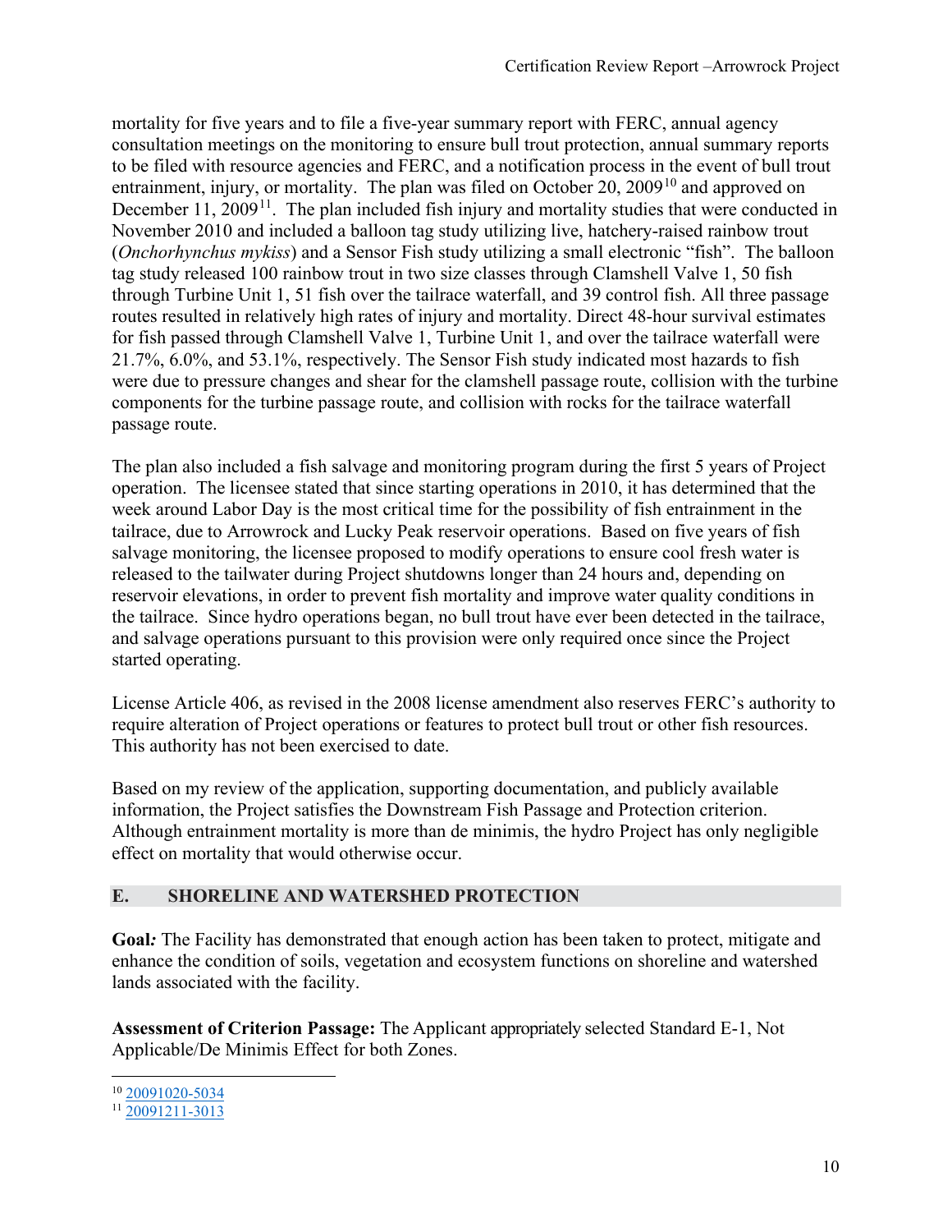mortality for five years and to file a five-year summary report with FERC, annual agency consultation meetings on the monitoring to ensure bull trout protection, annual summary reports to be filed with resource agencies and FERC, and a notification process in the event of bull trout entrainment, injury, or mortality. The plan was filed on October 20, 2009[10] and approved on December 11, 2009[11]. The plan included fish injury and mortality studies that were conducted in November 2010 and included a balloon tag study utilizing live, hatchery-raised rainbow trout (*Onchorhynchus mykiss*) and a Sensor Fish study utilizing a small electronic "fish". The balloon tag study released 100 rainbow trout in two size classes through Clamshell Valve 1, 50 fish through Turbine Unit 1, 51 fish over the tailrace waterfall, and 39 control fish. All three passage routes resulted in relatively high rates of injury and mortality. Direct 48-hour survival estimates for fish passed through Clamshell Valve 1, Turbine Unit 1, and over the tailrace waterfall were 21.7%, 6.0%, and 53.1%, respectively. The Sensor Fish study indicated most hazards to fish were due to pressure changes and shear for the clamshell passage route, collision with the turbine components for the turbine passage route, and collision with rocks for the tailrace waterfall passage route.

The plan also included a fish salvage and monitoring program during the first 5 years of Project operation. The licensee stated that since starting operations in 2010, it has determined that the week around Labor Day is the most critical time for the possibility of fish entrainment in the tailrace, due to Arrowrock and Lucky Peak reservoir operations. Based on five years of fish salvage monitoring, the licensee proposed to modify operations to ensure cool fresh water is released to the tailwater during Project shutdowns longer than 24 hours and, depending on reservoir elevations, in order to prevent fish mortality and improve water quality conditions in the tailrace. Since hydro operations began, no bull trout have ever been detected in the tailrace, and salvage operations pursuant to this provision were only required once since the Project started operating.

License Article 406, as revised in the 2008 license amendment also reserves FERC's authority to require alteration of Project operations or features to protect bull trout or other fish resources. This authority has not been exercised to date.

Based on my review of the application, supporting documentation, and publicly available information, the Project satisfies the Downstream Fish Passage and Protection criterion. Although entrainment mortality is more than de minimis, the hydro Project has only negligible effect on mortality that would otherwise occur.

## E. SHORELINE AND WATERSHED PROTECTION

**Goal*:*** The Facility has demonstrated that enough action has been taken to protect, mitigate and enhance the condition of soils, vegetation and ecosystem functions on shoreline and watershed lands associated with the facility.

**Assessment of Criterion Passage:** The Applicant appropriately selected Standard E-1, Not Applicable/De Minimis Effect for both Zones.

---

[10] 20091020-5034

[11] 20091211-3013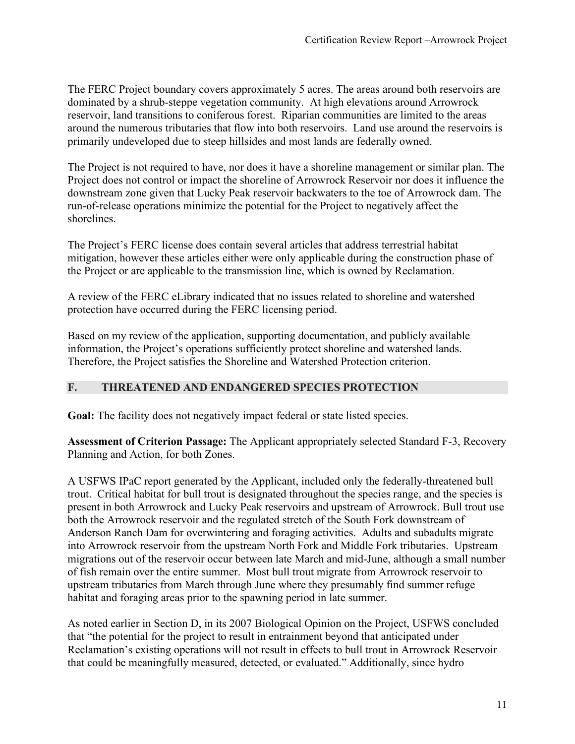The FERC Project boundary covers approximately 5 acres. The areas around both reservoirs are dominated by a shrub-steppe vegetation community. At high elevations around Arrowrock reservoir, land transitions to coniferous forest. Riparian communities are limited to the areas around the numerous tributaries that flow into both reservoirs. Land use around the reservoirs is primarily undeveloped due to steep hillsides and most lands are federally owned.

The Project is not required to have, nor does it have a shoreline management or similar plan. The Project does not control or impact the shoreline of Arrowrock Reservoir nor does it influence the downstream zone given that Lucky Peak reservoir backwaters to the toe of Arrowrock dam. The run-of-release operations minimize the potential for the Project to negatively affect the shorelines.

The Project's FERC license does contain several articles that address terrestrial habitat mitigation, however these articles either were only applicable during the construction phase of the Project or are applicable to the transmission line, which is owned by Reclamation.

A review of the FERC eLibrary indicated that no issues related to shoreline and watershed protection have occurred during the FERC licensing period.

Based on my review of the application, supporting documentation, and publicly available information, the Project's operations sufficiently protect shoreline and watershed lands. Therefore, the Project satisfies the Shoreline and Watershed Protection criterion.

## F. THREATENED AND ENDANGERED SPECIES PROTECTION

**Goal:** The facility does not negatively impact federal or state listed species.

**Assessment of Criterion Passage:** The Applicant appropriately selected Standard F-3, Recovery Planning and Action, for both Zones.

A USFWS IPaC report generated by the Applicant, included only the federally-threatened bull trout. Critical habitat for bull trout is designated throughout the species range, and the species is present in both Arrowrock and Lucky Peak reservoirs and upstream of Arrowrock. Bull trout use both the Arrowrock reservoir and the regulated stretch of the South Fork downstream of Anderson Ranch Dam for overwintering and foraging activities. Adults and subadults migrate into Arrowrock reservoir from the upstream North Fork and Middle Fork tributaries. Upstream migrations out of the reservoir occur between late March and mid-June, although a small number of fish remain over the entire summer. Most bull trout migrate from Arrowrock reservoir to upstream tributaries from March through June where they presumably find summer refuge habitat and foraging areas prior to the spawning period in late summer.

As noted earlier in Section D, in its 2007 Biological Opinion on the Project, USFWS concluded that "the potential for the project to result in entrainment beyond that anticipated under Reclamation's existing operations will not result in effects to bull trout in Arrowrock Reservoir that could be meaningfully measured, detected, or evaluated." Additionally, since hydro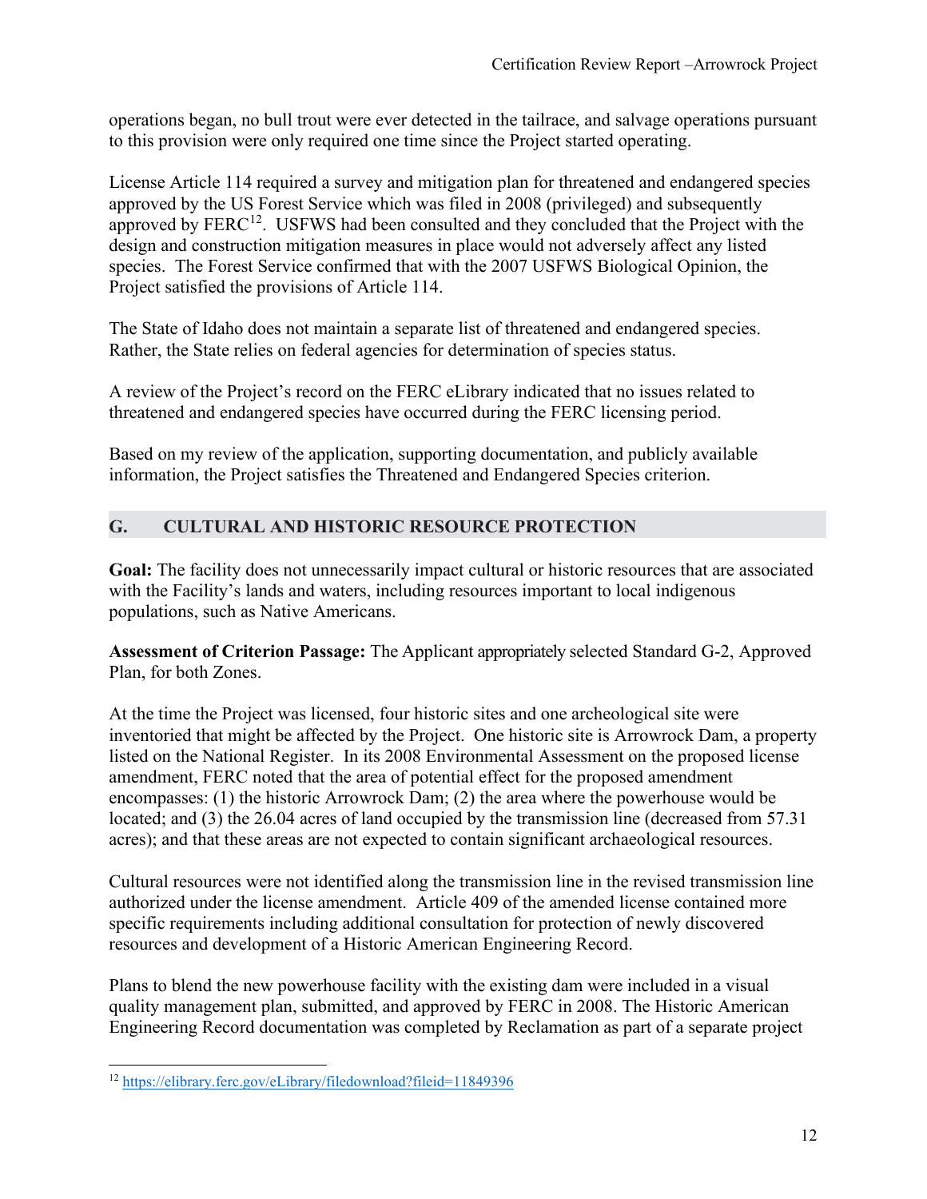operations began, no bull trout were ever detected in the tailrace, and salvage operations pursuant to this provision were only required one time since the Project started operating.

License Article 114 required a survey and mitigation plan for threatened and endangered species approved by the US Forest Service which was filed in 2008 (privileged) and subsequently approved by FERC[12]. USFWS had been consulted and they concluded that the Project with the design and construction mitigation measures in place would not adversely affect any listed species. The Forest Service confirmed that with the 2007 USFWS Biological Opinion, the Project satisfied the provisions of Article 114.

The State of Idaho does not maintain a separate list of threatened and endangered species. Rather, the State relies on federal agencies for determination of species status.

A review of the Project's record on the FERC eLibrary indicated that no issues related to threatened and endangered species have occurred during the FERC licensing period.

Based on my review of the application, supporting documentation, and publicly available information, the Project satisfies the Threatened and Endangered Species criterion.

## G. CULTURAL AND HISTORIC RESOURCE PROTECTION

**Goal:** The facility does not unnecessarily impact cultural or historic resources that are associated with the Facility's lands and waters, including resources important to local indigenous populations, such as Native Americans.

**Assessment of Criterion Passage:** The Applicant appropriately selected Standard G-2, Approved Plan, for both Zones.

At the time the Project was licensed, four historic sites and one archeological site were inventoried that might be affected by the Project. One historic site is Arrowrock Dam, a property listed on the National Register. In its 2008 Environmental Assessment on the proposed license amendment, FERC noted that the area of potential effect for the proposed amendment encompasses: (1) the historic Arrowrock Dam; (2) the area where the powerhouse would be located; and (3) the 26.04 acres of land occupied by the transmission line (decreased from 57.31 acres); and that these areas are not expected to contain significant archaeological resources.

Cultural resources were not identified along the transmission line in the revised transmission line authorized under the license amendment. Article 409 of the amended license contained more specific requirements including additional consultation for protection of newly discovered resources and development of a Historic American Engineering Record.

Plans to blend the new powerhouse facility with the existing dam were included in a visual quality management plan, submitted, and approved by FERC in 2008. The Historic American Engineering Record documentation was completed by Reclamation as part of a separate project

[12] https://elibrary.ferc.gov/eLibrary/filedownload?fileid=11849396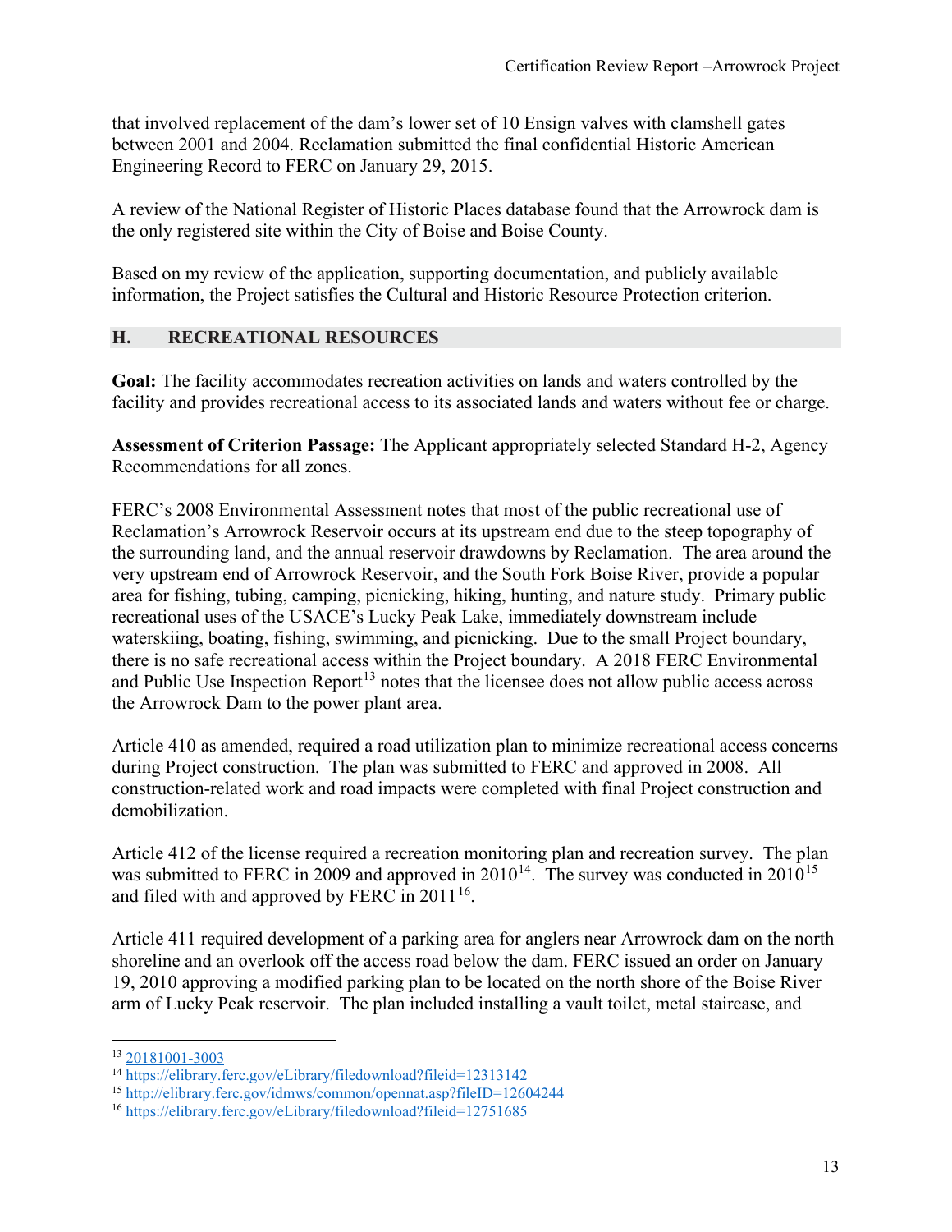that involved replacement of the dam's lower set of 10 Ensign valves with clamshell gates between 2001 and 2004. Reclamation submitted the final confidential Historic American Engineering Record to FERC on January 29, 2015.

A review of the National Register of Historic Places database found that the Arrowrock dam is the only registered site within the City of Boise and Boise County.

Based on my review of the application, supporting documentation, and publicly available information, the Project satisfies the Cultural and Historic Resource Protection criterion.

## H. RECREATIONAL RESOURCES

**Goal:** The facility accommodates recreation activities on lands and waters controlled by the facility and provides recreational access to its associated lands and waters without fee or charge.

**Assessment of Criterion Passage:** The Applicant appropriately selected Standard H-2, Agency Recommendations for all zones.

FERC's 2008 Environmental Assessment notes that most of the public recreational use of Reclamation's Arrowrock Reservoir occurs at its upstream end due to the steep topography of the surrounding land, and the annual reservoir drawdowns by Reclamation. The area around the very upstream end of Arrowrock Reservoir, and the South Fork Boise River, provide a popular area for fishing, tubing, camping, picnicking, hiking, hunting, and nature study. Primary public recreational uses of the USACE's Lucky Peak Lake, immediately downstream include waterskiing, boating, fishing, swimming, and picnicking. Due to the small Project boundary, there is no safe recreational access within the Project boundary. A 2018 FERC Environmental and Public Use Inspection Report[13] notes that the licensee does not allow public access across the Arrowrock Dam to the power plant area.

Article 410 as amended, required a road utilization plan to minimize recreational access concerns during Project construction. The plan was submitted to FERC and approved in 2008. All construction-related work and road impacts were completed with final Project construction and demobilization.

Article 412 of the license required a recreation monitoring plan and recreation survey. The plan was submitted to FERC in 2009 and approved in 2010[14]. The survey was conducted in 2010[15] and filed with and approved by FERC in 2011[16].

Article 411 required development of a parking area for anglers near Arrowrock dam on the north shoreline and an overlook off the access road below the dam. FERC issued an order on January 19, 2010 approving a modified parking plan to be located on the north shore of the Boise River arm of Lucky Peak reservoir. The plan included installing a vault toilet, metal staircase, and

---

[13] 20181001-3003

[14] https://elibrary.ferc.gov/eLibrary/filedownload?fileid=12313142

[15] http://elibrary.ferc.gov/idmws/common/opennat.asp?fileID=12604244

[16] https://elibrary.ferc.gov/eLibrary/filedownload?fileid=12751685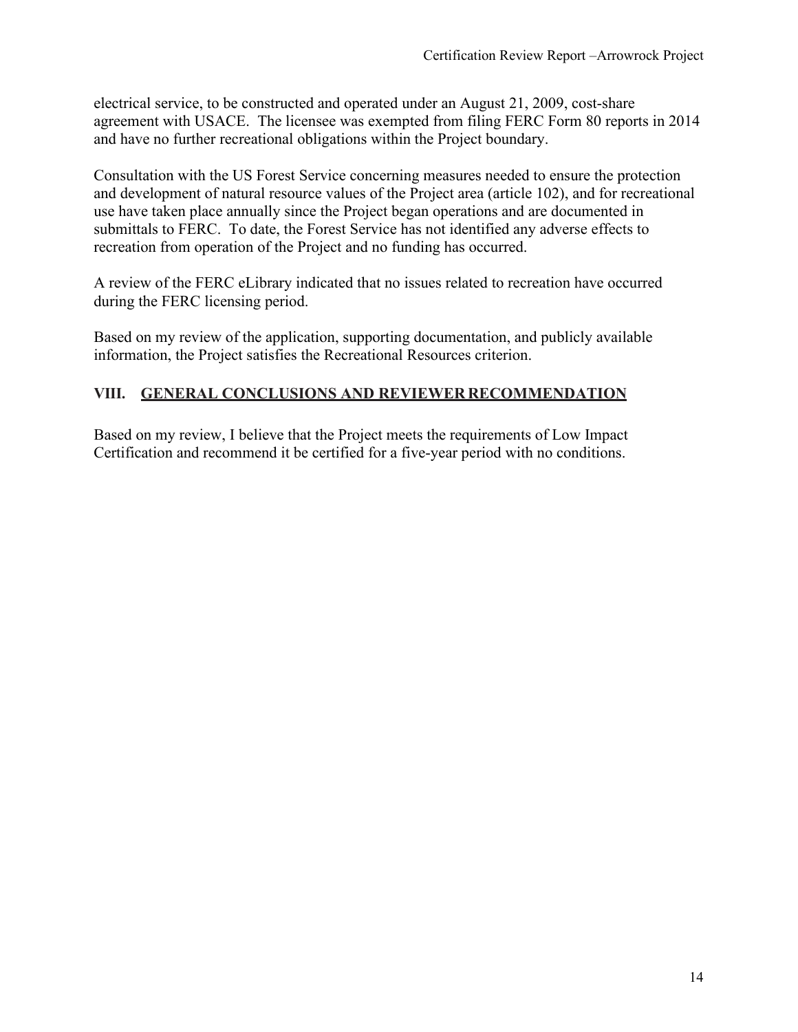electrical service, to be constructed and operated under an August 21, 2009, cost-share agreement with USACE. The licensee was exempted from filing FERC Form 80 reports in 2014 and have no further recreational obligations within the Project boundary.

Consultation with the US Forest Service concerning measures needed to ensure the protection and development of natural resource values of the Project area (article 102), and for recreational use have taken place annually since the Project began operations and are documented in submittals to FERC. To date, the Forest Service has not identified any adverse effects to recreation from operation of the Project and no funding has occurred.

A review of the FERC eLibrary indicated that no issues related to recreation have occurred during the FERC licensing period.

Based on my review of the application, supporting documentation, and publicly available information, the Project satisfies the Recreational Resources criterion.

## VIII. GENERAL CONCLUSIONS AND REVIEWER RECOMMENDATION

Based on my review, I believe that the Project meets the requirements of Low Impact Certification and recommend it be certified for a five-year period with no conditions.